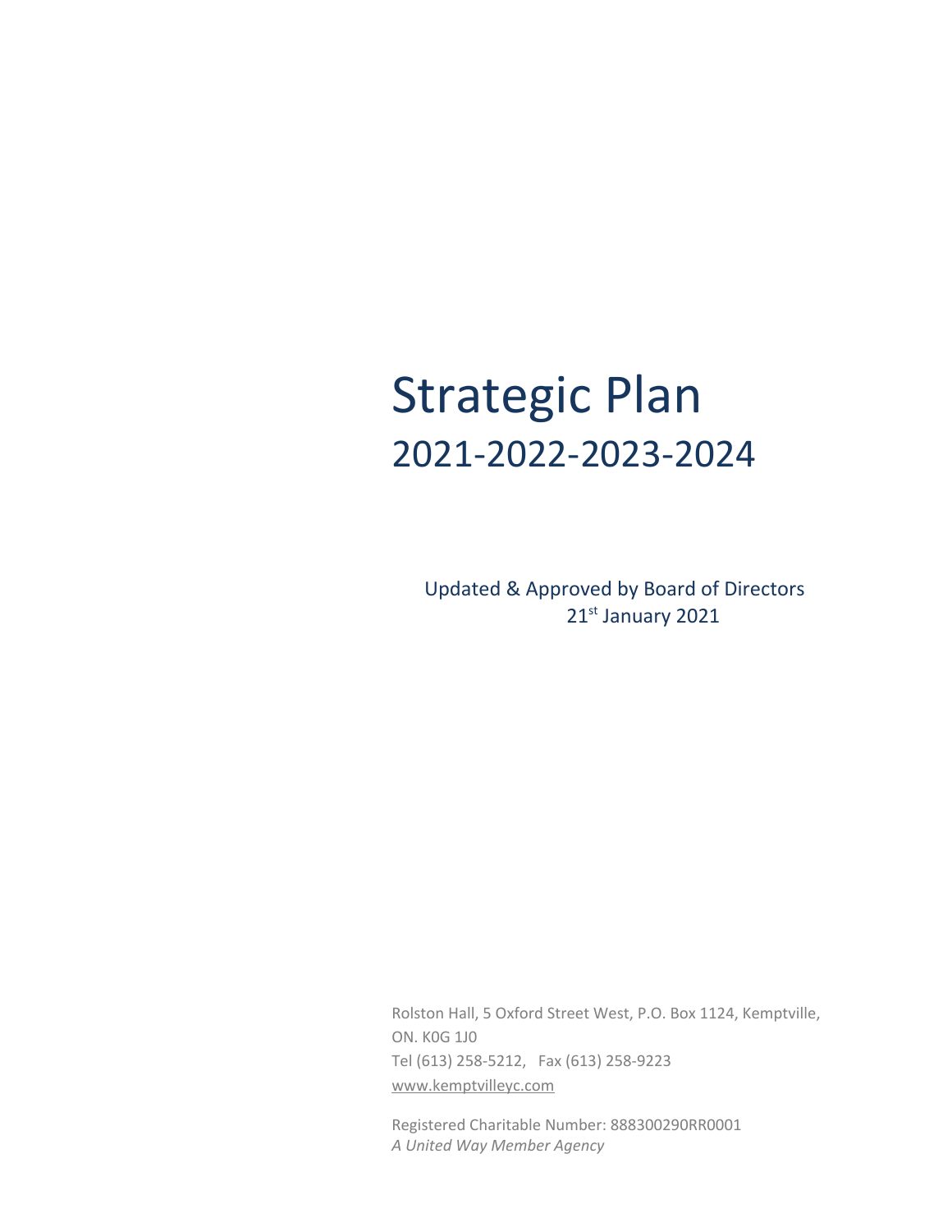# Strategic Plan

## 2021-2022-2023-2024

Updated & Approved by Board of Directors
21st January 2021

Rolston Hall, 5 Oxford Street West, P.O. Box 1124, Kemptville, ON. K0G 1J0
Tel (613) 258-5212, Fax (613) 258-9223
www.kemptvilleyc.com

Registered Charitable Number: 888300290RR0001
*A United Way Member Agency*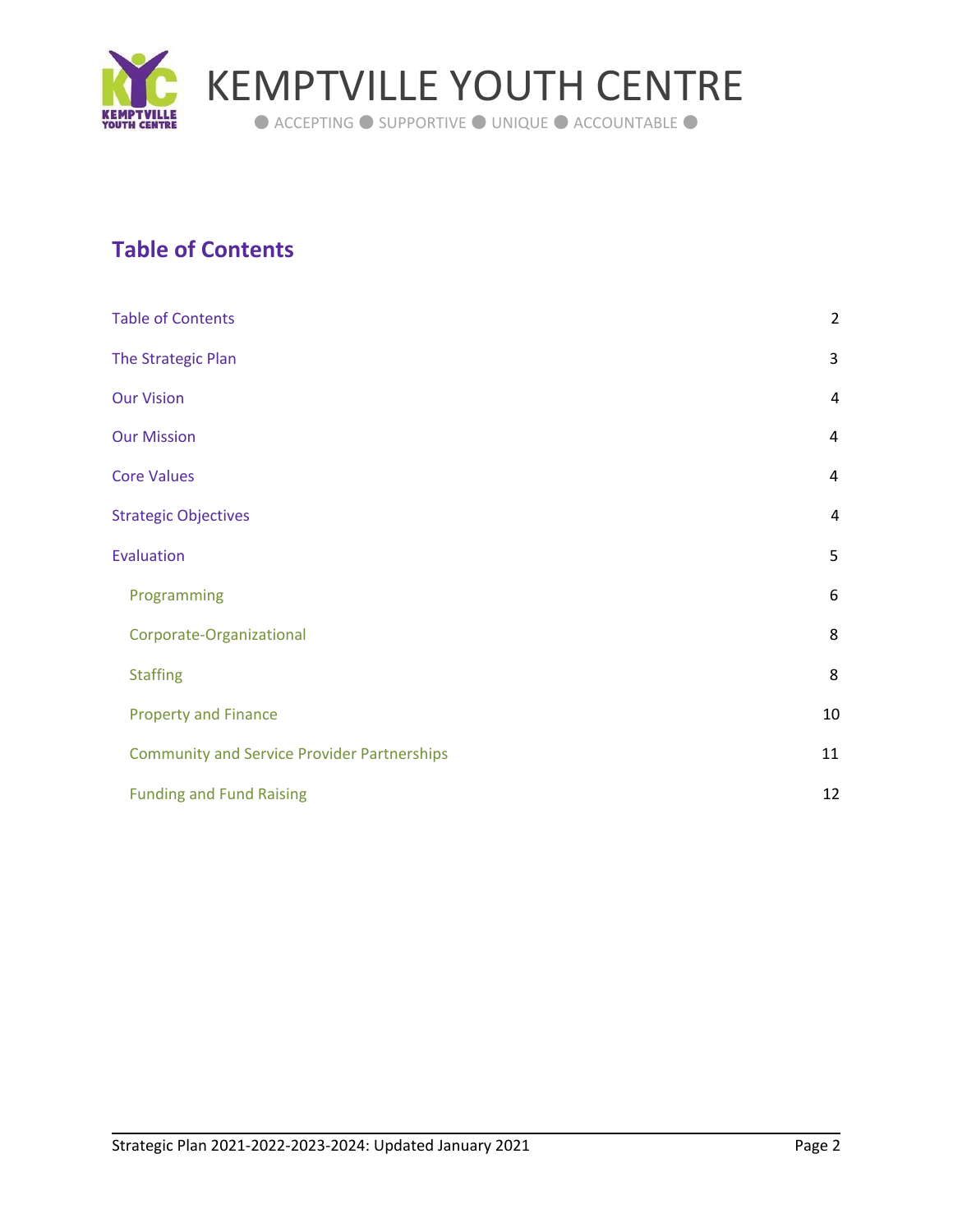# Table of Contents

| | |
|---|---|
| Table of Contents | 2 |
| The Strategic Plan | 3 |
| Our Vision | 4 |
| Our Mission | 4 |
| Core Values | 4 |
| Strategic Objectives | 4 |
| Evaluation | 5 |
| Programming | 6 |
| Corporate-Organizational | 8 |
| Staffing | 8 |
| Property and Finance | 10 |
| Community and Service Provider Partnerships | 11 |
| Funding and Fund Raising | 12 |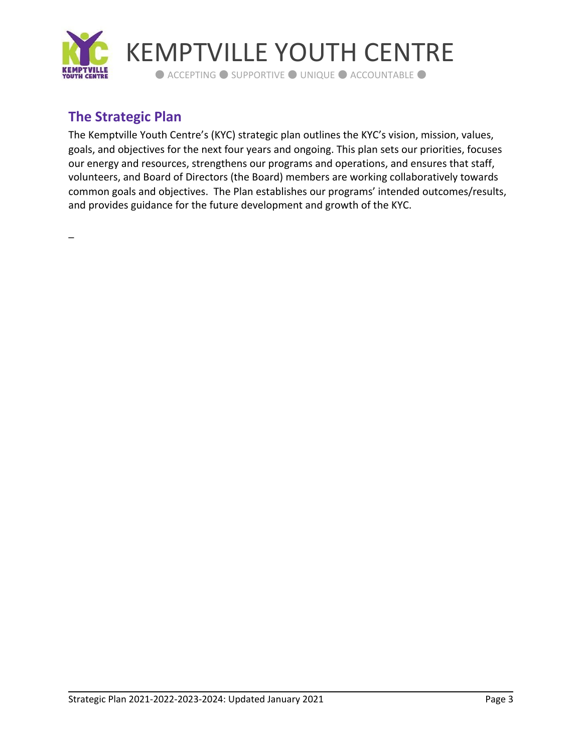## The Strategic Plan

The Kemptville Youth Centre's (KYC) strategic plan outlines the KYC's vision, mission, values, goals, and objectives for the next four years and ongoing. This plan sets our priorities, focuses our energy and resources, strengthens our programs and operations, and ensures that staff, volunteers, and Board of Directors (the Board) members are working collaboratively towards common goals and objectives. The Plan establishes our programs' intended outcomes/results, and provides guidance for the future development and growth of the KYC.

_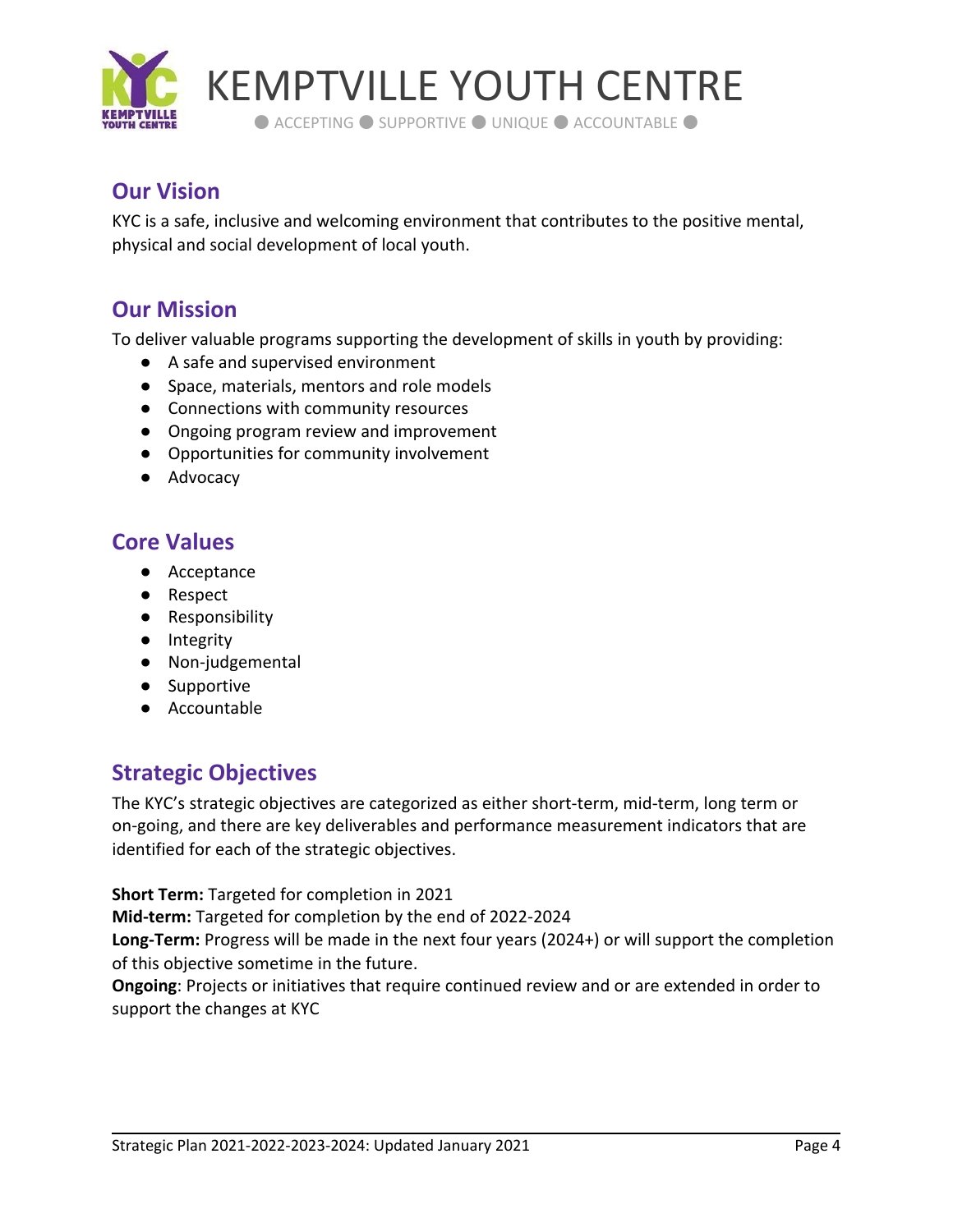# KEMPTVILLE YOUTH CENTRE

● ACCEPTING ● SUPPORTIVE ● UNIQUE ● ACCOUNTABLE ●

## Our Vision

KYC is a safe, inclusive and welcoming environment that contributes to the positive mental, physical and social development of local youth.

## Our Mission

To deliver valuable programs supporting the development of skills in youth by providing:

- A safe and supervised environment
- Space, materials, mentors and role models
- Connections with community resources
- Ongoing program review and improvement
- Opportunities for community involvement
- Advocacy

## Core Values

- Acceptance
- Respect
- Responsibility
- Integrity
- Non-judgemental
- Supportive
- Accountable

## Strategic Objectives

The KYC's strategic objectives are categorized as either short-term, mid-term, long term or on-going, and there are key deliverables and performance measurement indicators that are identified for each of the strategic objectives.

**Short Term:** Targeted for completion in 2021
**Mid-term:** Targeted for completion by the end of 2022-2024
**Long-Term:** Progress will be made in the next four years (2024+) or will support the completion of this objective sometime in the future.
**Ongoing**: Projects or initiatives that require continued review and or are extended in order to support the changes at KYC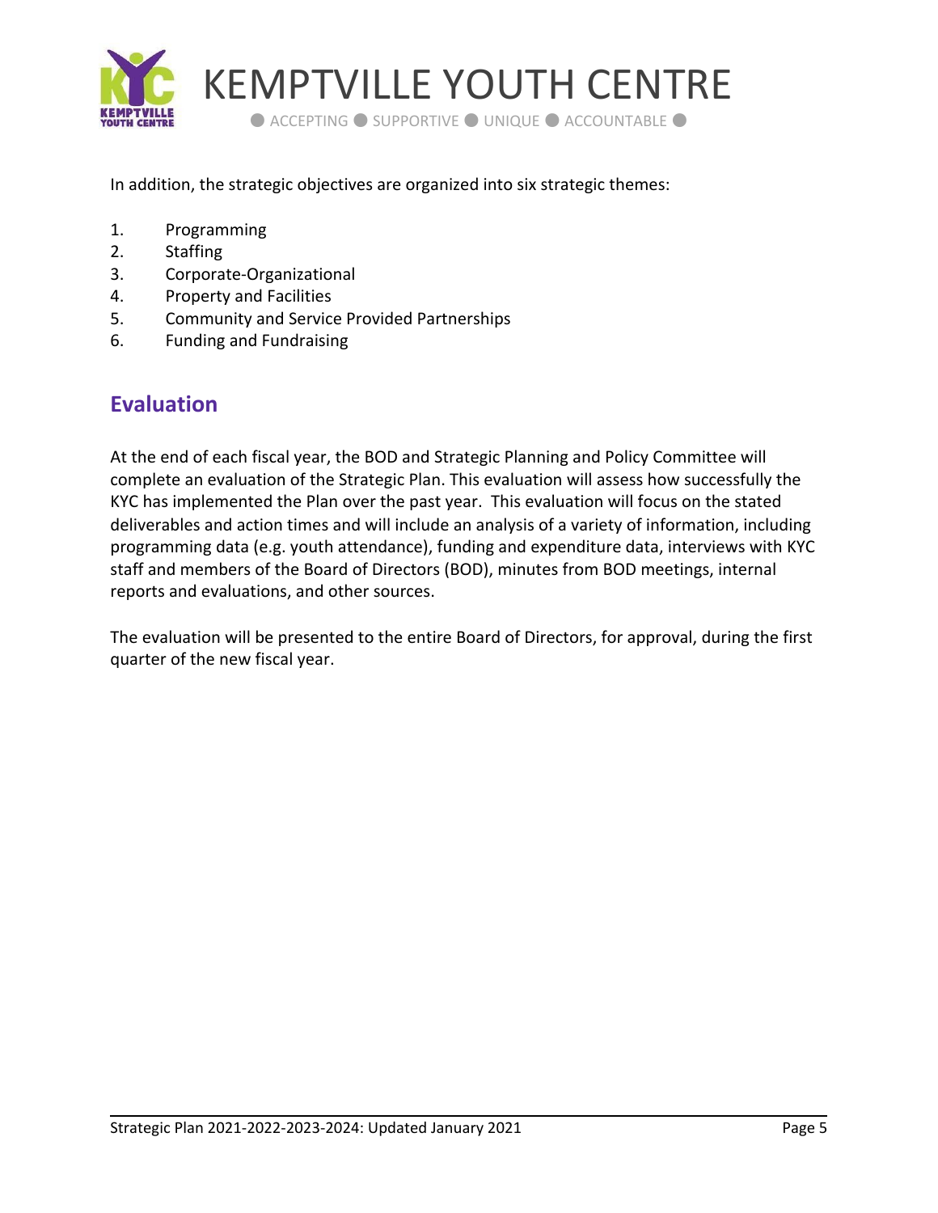In addition, the strategic objectives are organized into six strategic themes:

1. Programming
2. Staffing
3. Corporate-Organizational
4. Property and Facilities
5. Community and Service Provided Partnerships
6. Funding and Fundraising

## Evaluation

At the end of each fiscal year, the BOD and Strategic Planning and Policy Committee will complete an evaluation of the Strategic Plan. This evaluation will assess how successfully the KYC has implemented the Plan over the past year. This evaluation will focus on the stated deliverables and action times and will include an analysis of a variety of information, including programming data (e.g. youth attendance), funding and expenditure data, interviews with KYC staff and members of the Board of Directors (BOD), minutes from BOD meetings, internal reports and evaluations, and other sources.

The evaluation will be presented to the entire Board of Directors, for approval, during the first quarter of the new fiscal year.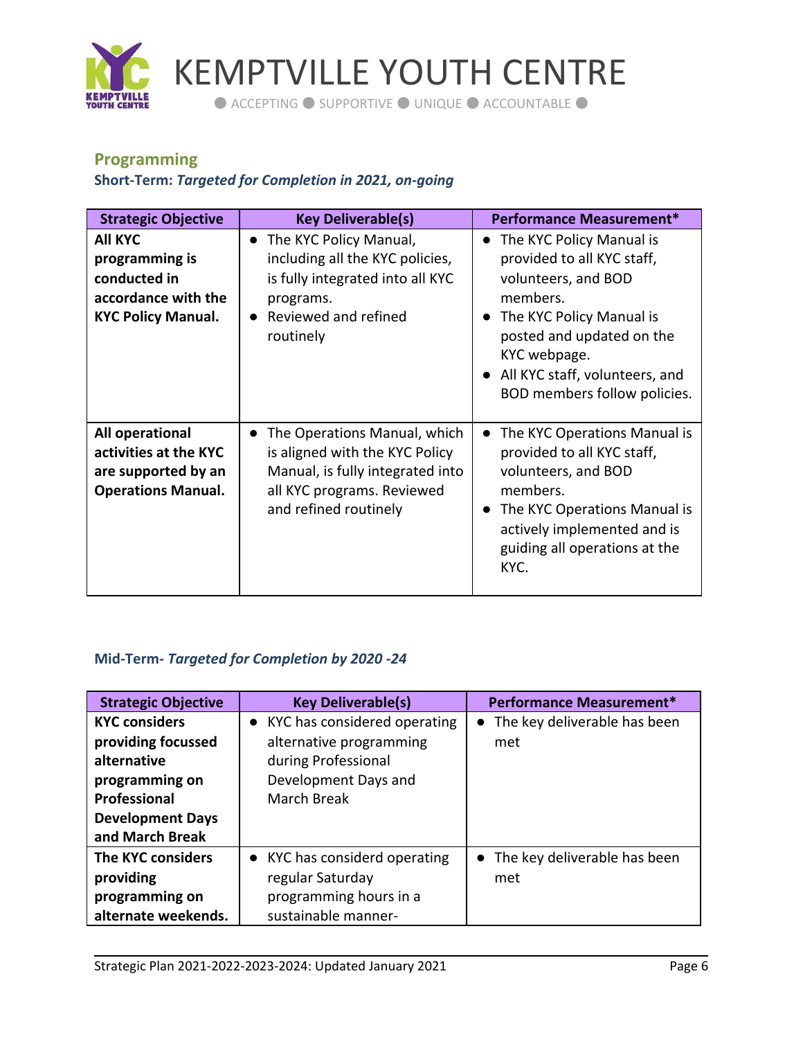## Programming

### Short-Term: *Targeted for Completion in 2021, on-going*

| Strategic Objective | Key Deliverable(s) | Performance Measurement* |
|---|---|---|
| **All KYC programming is conducted in accordance with the KYC Policy Manual.** | • The KYC Policy Manual, including all the KYC policies, is fully integrated into all KYC programs.<br>• Reviewed and refined routinely | • The KYC Policy Manual is provided to all KYC staff, volunteers, and BOD members.<br>• The KYC Policy Manual is posted and updated on the KYC webpage.<br>• All KYC staff, volunteers, and BOD members follow policies. |
| **All operational activities at the KYC are supported by an Operations Manual.** | • The Operations Manual, which is aligned with the KYC Policy Manual, is fully integrated into all KYC programs. Reviewed and refined routinely | • The KYC Operations Manual is provided to all KYC staff, volunteers, and BOD members.<br>• The KYC Operations Manual is actively implemented and is guiding all operations at the KYC. |

### Mid-Term- *Targeted for Completion by 2020 -24*

| Strategic Objective | Key Deliverable(s) | Performance Measurement* |
|---|---|---|
| **KYC considers providing focussed alternative programming on Professional Development Days and March Break** | • KYC has considered operating alternative programming during Professional Development Days and March Break | • The key deliverable has been met |
| **The KYC considers providing programming on alternate weekends.** | • KYC has considerd operating regular Saturday programming hours in a sustainable manner- | • The key deliverable has been met |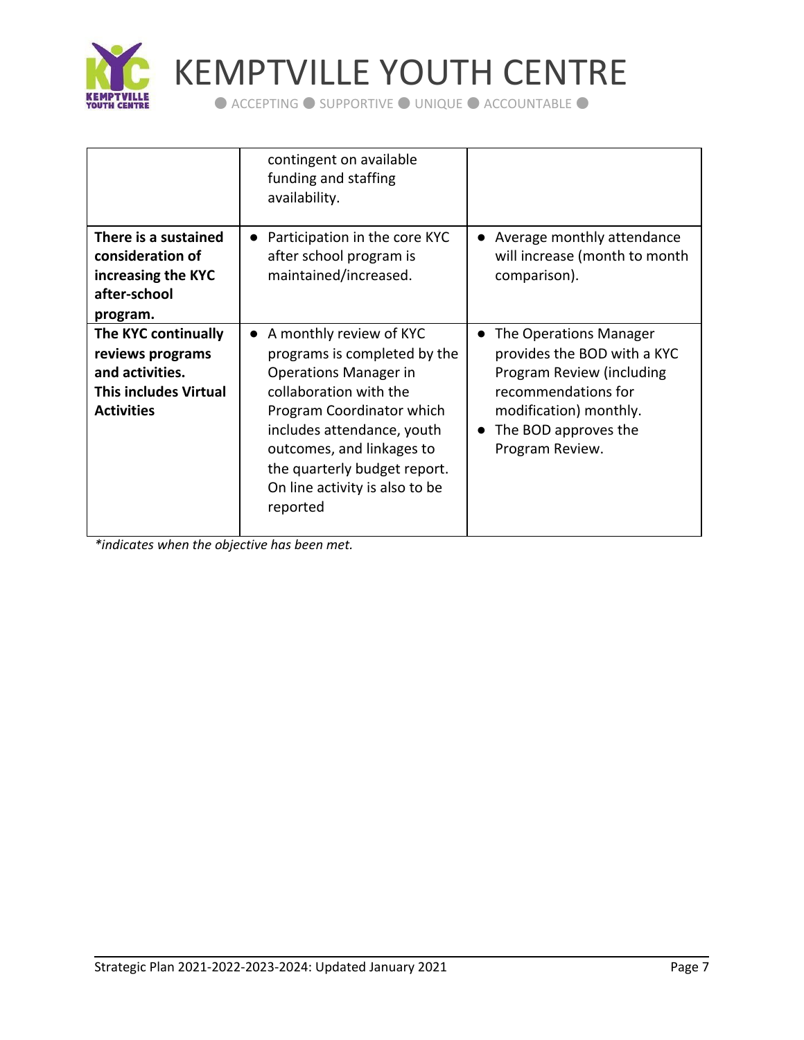| | | |
|---|---|---|
| | contingent on available funding and staffing availability. | |
| **There is a sustained consideration of increasing the KYC after-school program.** | ● Participation in the core KYC after school program is maintained/increased. | ● Average monthly attendance will increase (month to month comparison). |
| **The KYC continually reviews programs and activities. This includes Virtual Activities** | ● A monthly review of KYC programs is completed by the Operations Manager in collaboration with the Program Coordinator which includes attendance, youth outcomes, and linkages to the quarterly budget report. On line activity is also to be reported | ● The Operations Manager provides the BOD with a KYC Program Review (including recommendations for modification) monthly.<br>● The BOD approves the Program Review. |

*\*indicates when the objective has been met.*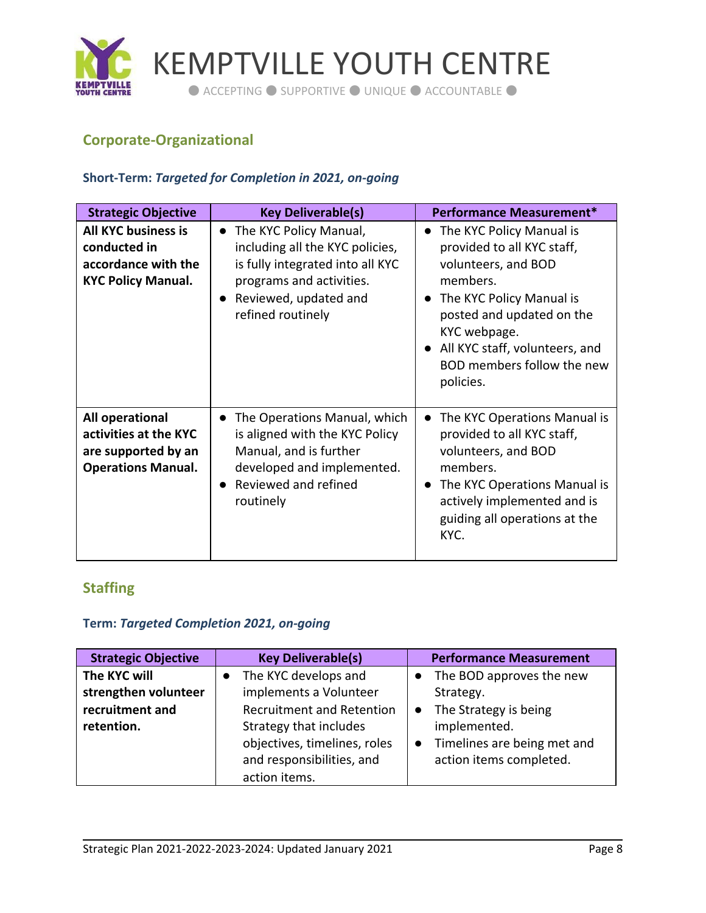## Corporate-Organizational

### Short-Term: *Targeted for Completion in 2021, on-going*

| Strategic Objective | Key Deliverable(s) | Performance Measurement* |
| --- | --- | --- |
| **All KYC business is conducted in accordance with the KYC Policy Manual.** | • The KYC Policy Manual, including all the KYC policies, is fully integrated into all KYC programs and activities.<br>• Reviewed, updated and refined routinely | • The KYC Policy Manual is provided to all KYC staff, volunteers, and BOD members.<br>• The KYC Policy Manual is posted and updated on the KYC webpage.<br>• All KYC staff, volunteers, and BOD members follow the new policies. |
| **All operational activities at the KYC are supported by an Operations Manual.** | • The Operations Manual, which is aligned with the KYC Policy Manual, and is further developed and implemented.<br>• Reviewed and refined routinely | • The KYC Operations Manual is provided to all KYC staff, volunteers, and BOD members.<br>• The KYC Operations Manual is actively implemented and is guiding all operations at the KYC. |

## Staffing

### Term: *Targeted Completion 2021, on-going*

| Strategic Objective | Key Deliverable(s) | Performance Measurement |
| --- | --- | --- |
| **The KYC will strengthen volunteer recruitment and retention.** | • The KYC develops and implements a Volunteer Recruitment and Retention Strategy that includes objectives, timelines, roles and responsibilities, and action items. | • The BOD approves the new Strategy.<br>• The Strategy is being implemented.<br>• Timelines are being met and action items completed. |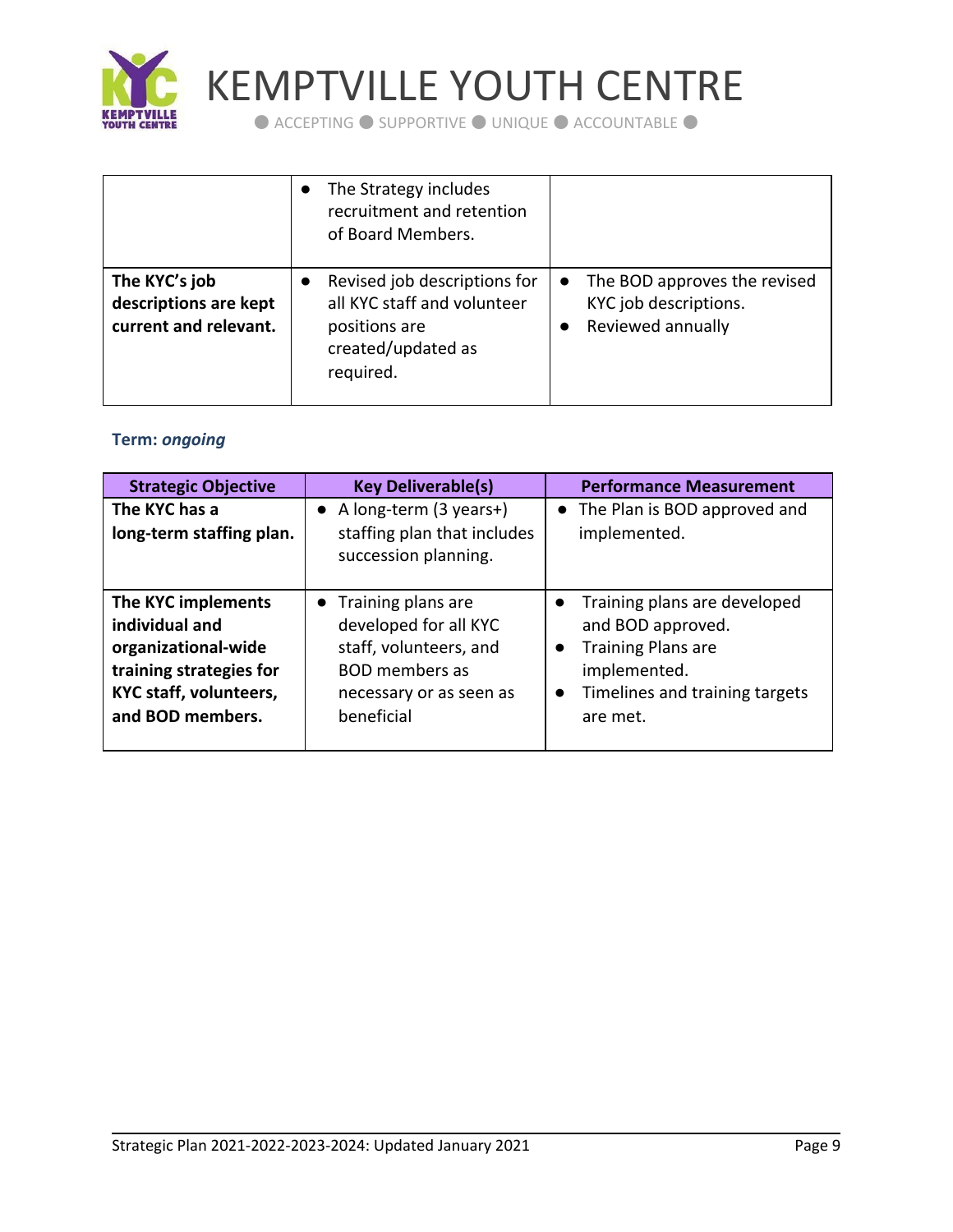|  |  |  |
|---|---|---|
|  | • The Strategy includes recruitment and retention of Board Members. |  |
| **The KYC's job descriptions are kept current and relevant.** | • Revised job descriptions for all KYC staff and volunteer positions are created/updated as required. | • The BOD approves the revised KYC job descriptions.<br>• Reviewed annually |

**Term:** ***ongoing***

| Strategic Objective | Key Deliverable(s) | Performance Measurement |
|---|---|---|
| **The KYC has a long-term staffing plan.** | • A long-term (3 years+) staffing plan that includes succession planning. | • The Plan is BOD approved and implemented. |
| **The KYC implements individual and organizational-wide training strategies for KYC staff, volunteers, and BOD members.** | • Training plans are developed for all KYC staff, volunteers, and BOD members as necessary or as seen as beneficial | • Training plans are developed and BOD approved.<br>• Training Plans are implemented.<br>• Timelines and training targets are met. |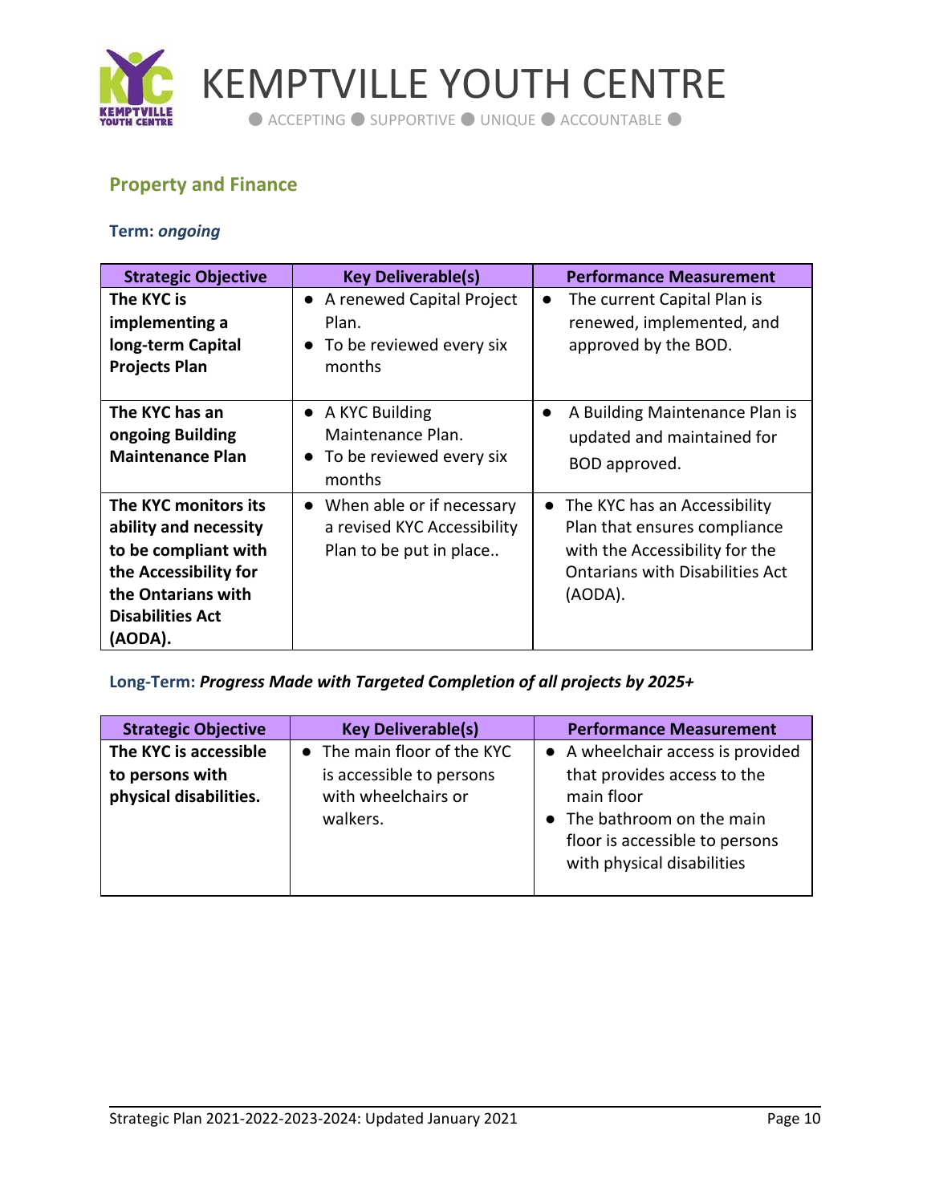## Property and Finance

**Term:** ***ongoing***

| Strategic Objective | Key Deliverable(s) | Performance Measurement |
|---|---|---|
| **The KYC is implementing a long-term Capital Projects Plan** | • A renewed Capital Project Plan.<br>• To be reviewed every six months | • The current Capital Plan is renewed, implemented, and approved by the BOD. |
| **The KYC has an ongoing Building Maintenance Plan** | • A KYC Building Maintenance Plan.<br>• To be reviewed every six months | • A Building Maintenance Plan is updated and maintained for BOD approved. |
| **The KYC monitors its ability and necessity to be compliant with the Accessibility for the Ontarians with Disabilities Act (AODA).** | • When able or if necessary a revised KYC Accessibility Plan to be put in place.. | • The KYC has an Accessibility Plan that ensures compliance with the Accessibility for the Ontarians with Disabilities Act (AODA). |

**Long-Term:** ***Progress Made with Targeted Completion of all projects by 2025+***

| Strategic Objective | Key Deliverable(s) | Performance Measurement |
|---|---|---|
| **The KYC is accessible to persons with physical disabilities.** | • The main floor of the KYC is accessible to persons with wheelchairs or walkers. | • A wheelchair access is provided that provides access to the main floor<br>• The bathroom on the main floor is accessible to persons with physical disabilities |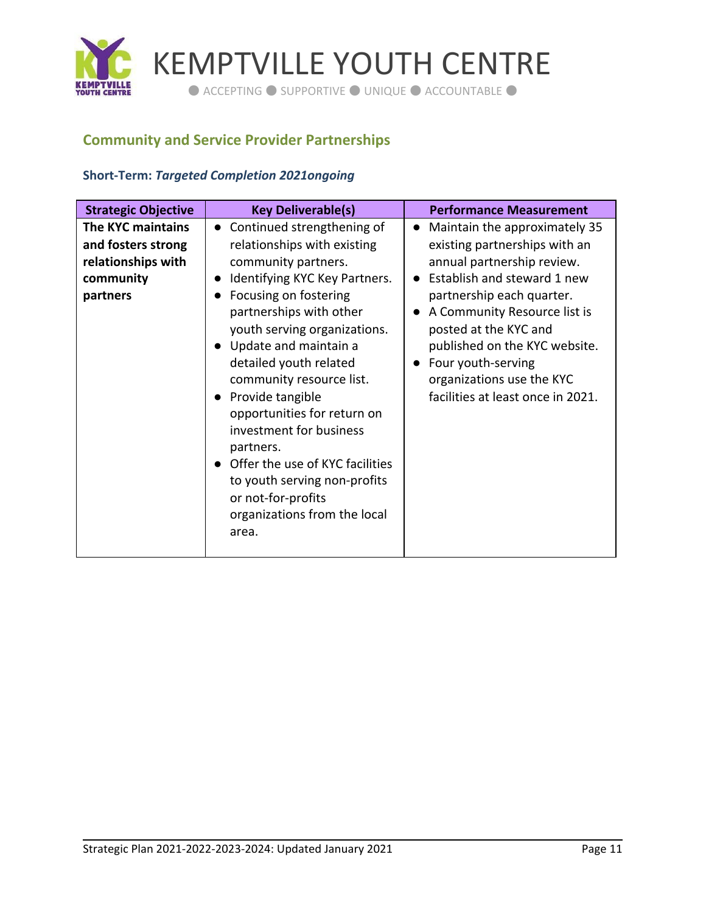## Community and Service Provider Partnerships

### Short-Term: *Targeted Completion 2021ongoing*

| Strategic Objective | Key Deliverable(s) | Performance Measurement |
|---|---|---|
| **The KYC maintains and fosters strong relationships with community partners** | ● Continued strengthening of relationships with existing community partners.<br>● Identifying KYC Key Partners.<br>● Focusing on fostering partnerships with other youth serving organizations.<br>● Update and maintain a detailed youth related community resource list.<br>● Provide tangible opportunities for return on investment for business partners.<br>● Offer the use of KYC facilities to youth serving non-profits or not-for-profits organizations from the local area. | ● Maintain the approximately 35 existing partnerships with an annual partnership review.<br>● Establish and steward 1 new partnership each quarter.<br>● A Community Resource list is posted at the KYC and published on the KYC website.<br>● Four youth-serving organizations use the KYC facilities at least once in 2021. |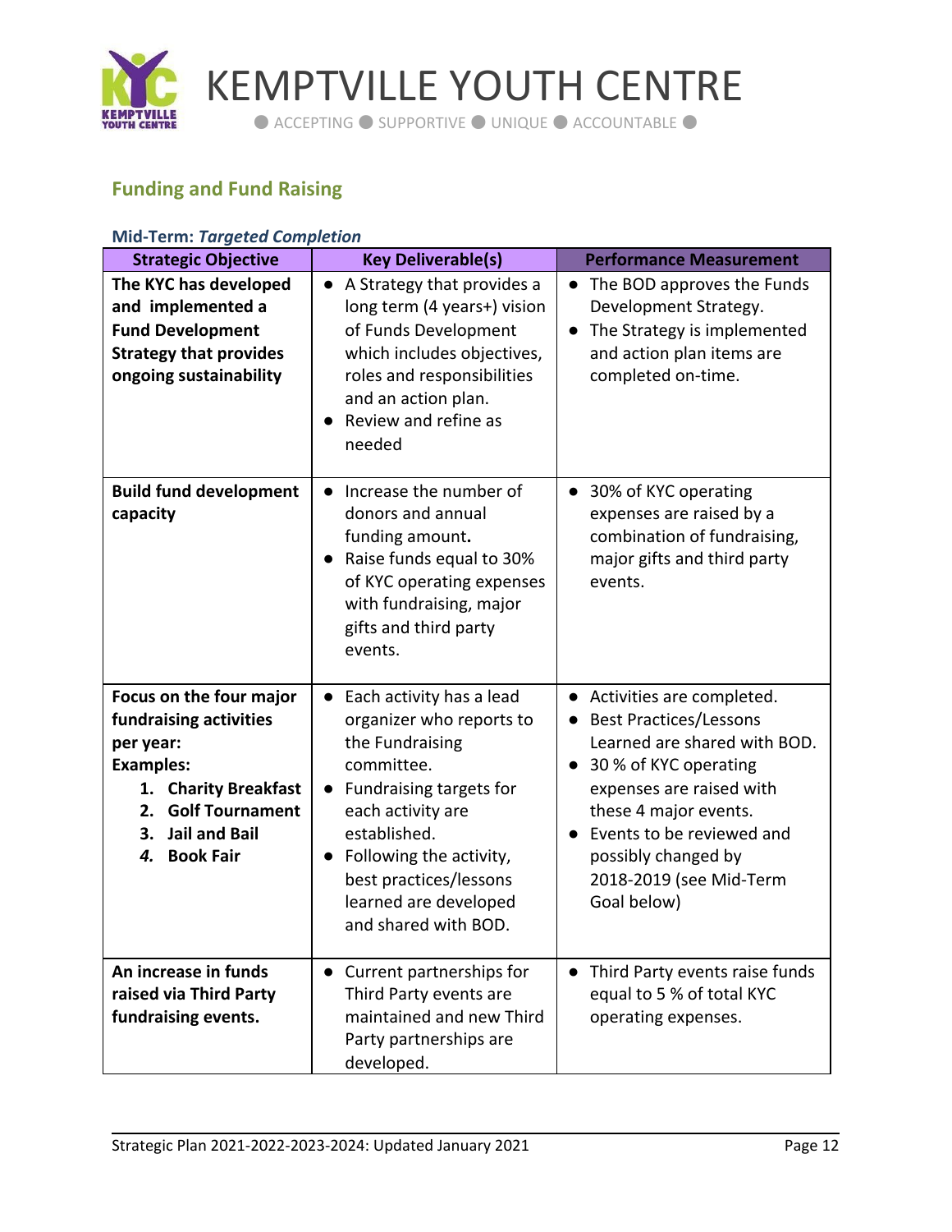## Funding and Fund Raising

### Mid-Term: *Targeted Completion*

| Strategic Objective | Key Deliverable(s) | Performance Measurement |
|---|---|---|
| **The KYC has developed and implemented a Fund Development Strategy that provides ongoing sustainability** | • A Strategy that provides a long term (4 years+) vision of Funds Development which includes objectives, roles and responsibilities and an action plan.<br>• Review and refine as needed | • The BOD approves the Funds Development Strategy.<br>• The Strategy is implemented and action plan items are completed on-time. |
| **Build fund development capacity** | • Increase the number of donors and annual funding amount.<br>• Raise funds equal to 30% of KYC operating expenses with fundraising, major gifts and third party events. | • 30% of KYC operating expenses are raised by a combination of fundraising, major gifts and third party events. |
| **Focus on the four major fundraising activities per year:**<br>**Examples:**<br>**1. Charity Breakfast**<br>**2. Golf Tournament**<br>**3. Jail and Bail**<br>***4.* Book Fair** | • Each activity has a lead organizer who reports to the Fundraising committee.<br>• Fundraising targets for each activity are established.<br>• Following the activity, best practices/lessons learned are developed and shared with BOD. | • Activities are completed.<br>• Best Practices/Lessons Learned are shared with BOD.<br>• 30 % of KYC operating expenses are raised with these 4 major events.<br>• Events to be reviewed and possibly changed by 2018-2019 (see Mid-Term Goal below) |
| **An increase in funds raised via Third Party fundraising events.** | • Current partnerships for Third Party events are maintained and new Third Party partnerships are developed. | • Third Party events raise funds equal to 5 % of total KYC operating expenses. |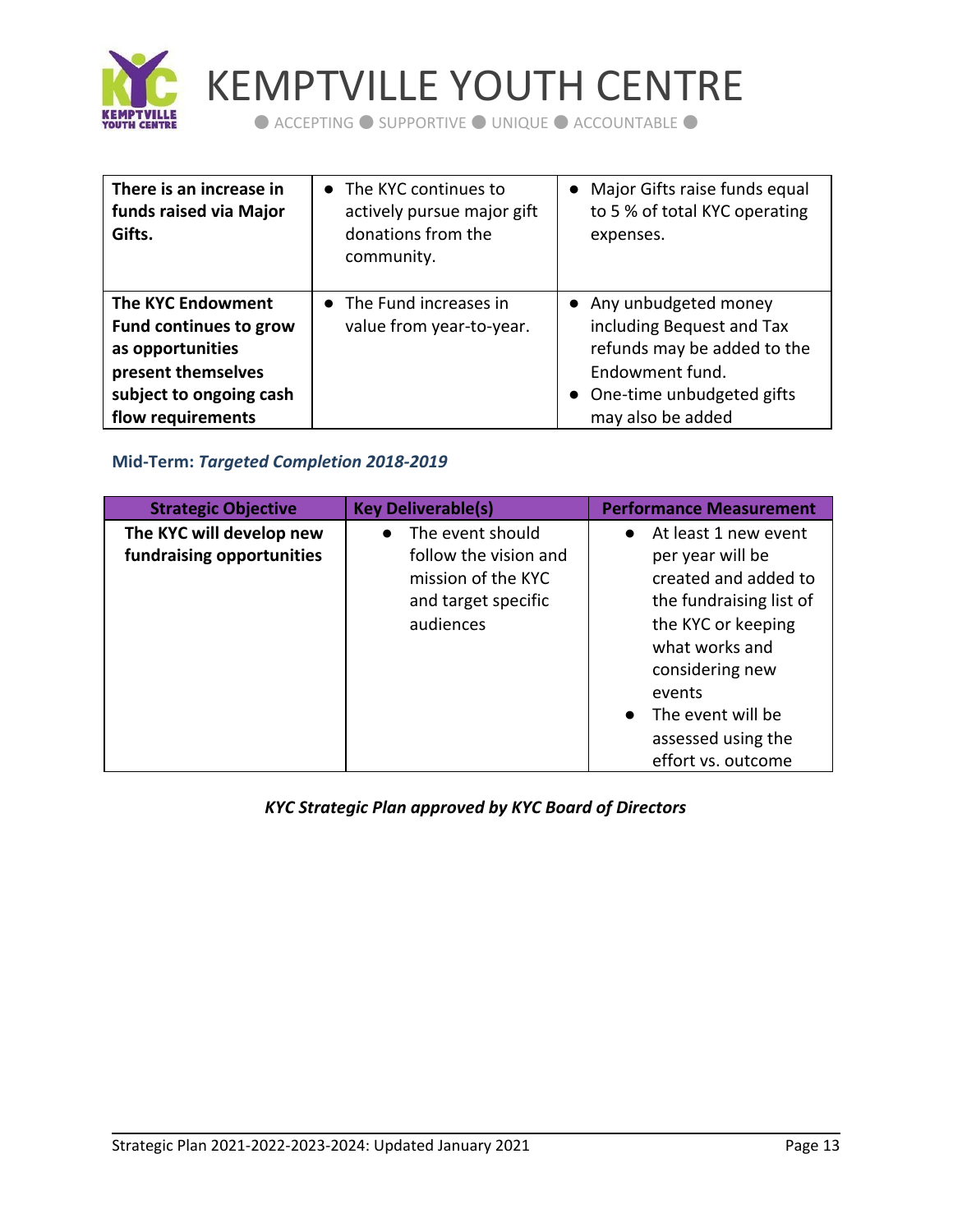| | | |
|---|---|---|
| **There is an increase in funds raised via Major Gifts.** | • The KYC continues to actively pursue major gift donations from the community. | • Major Gifts raise funds equal to 5 % of total KYC operating expenses. |
| **The KYC Endowment Fund continues to grow as opportunities present themselves subject to ongoing cash flow requirements** | • The Fund increases in value from year-to-year. | • Any unbudgeted money including Bequest and Tax refunds may be added to the Endowment fund.<br>• One-time unbudgeted gifts may also be added |

### Mid-Term: *Targeted Completion 2018-2019*

| Strategic Objective | Key Deliverable(s) | Performance Measurement |
|---|---|---|
| **The KYC will develop new fundraising opportunities** | • The event should follow the vision and mission of the KYC and target specific audiences | • At least 1 new event per year will be created and added to the fundraising list of the KYC or keeping what works and considering new events<br>• The event will be assessed using the effort vs. outcome |

***KYC Strategic Plan approved by KYC Board of Directors***